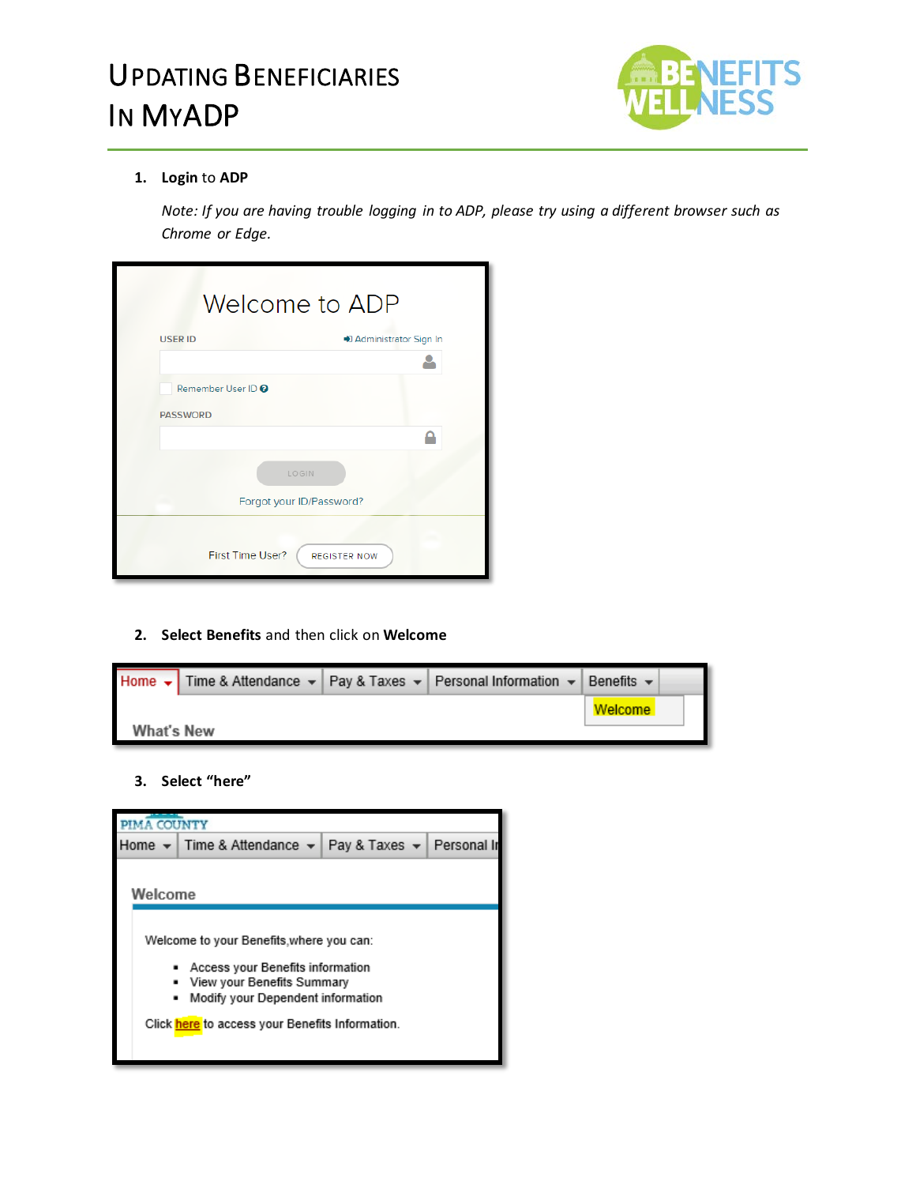# Updating Beneficiaries In MyADP

1. **Login** to **ADP**

   *Note: If you are having trouble logging in to ADP, please try using a different browser such as Chrome or Edge.*

2. **Select Benefits** and then click on **Welcome**

3. **Select "here"**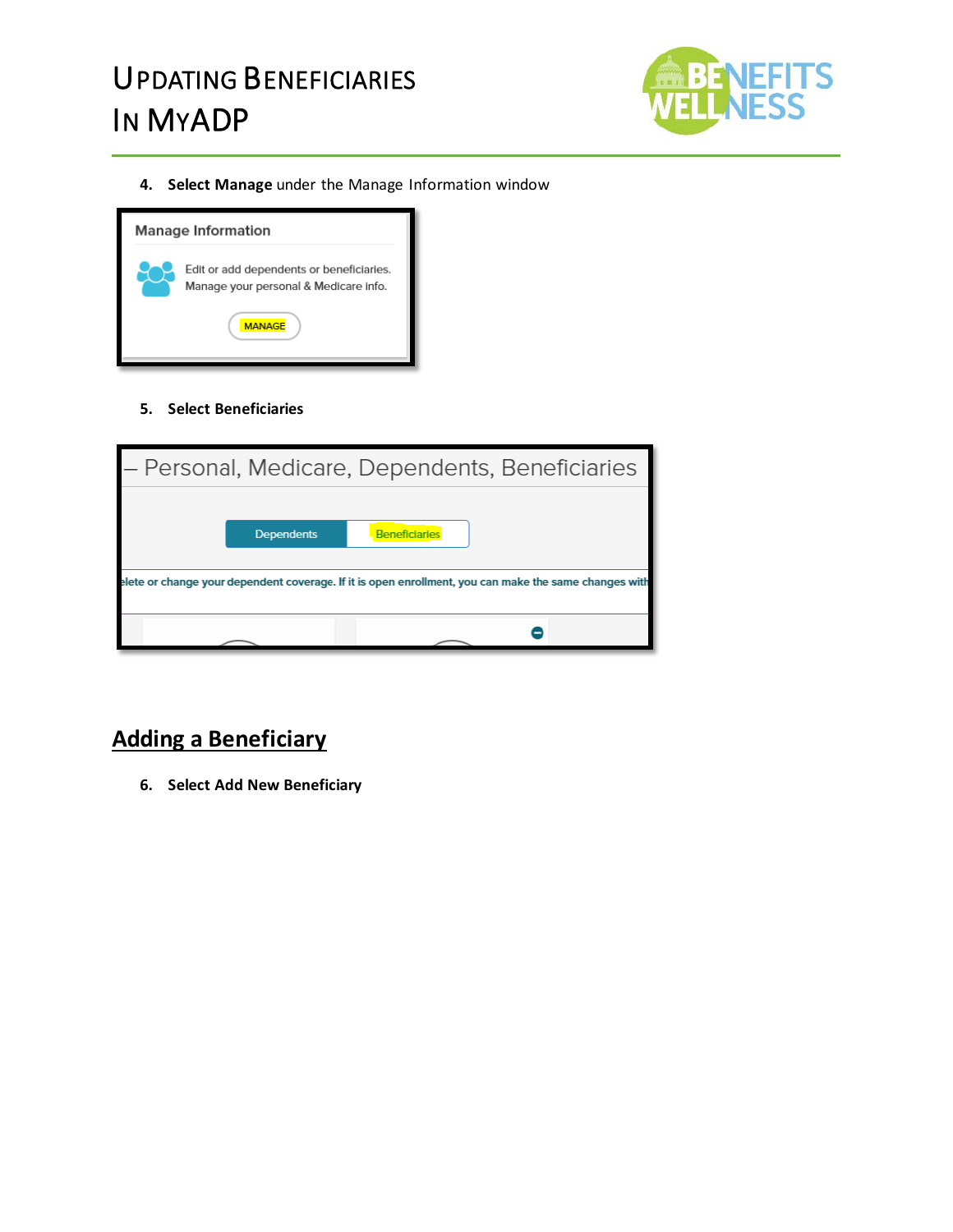4. **Select Manage** under the Manage Information window

5. **Select Beneficiaries**

## Adding a Beneficiary

6. **Select Add New Beneficiary**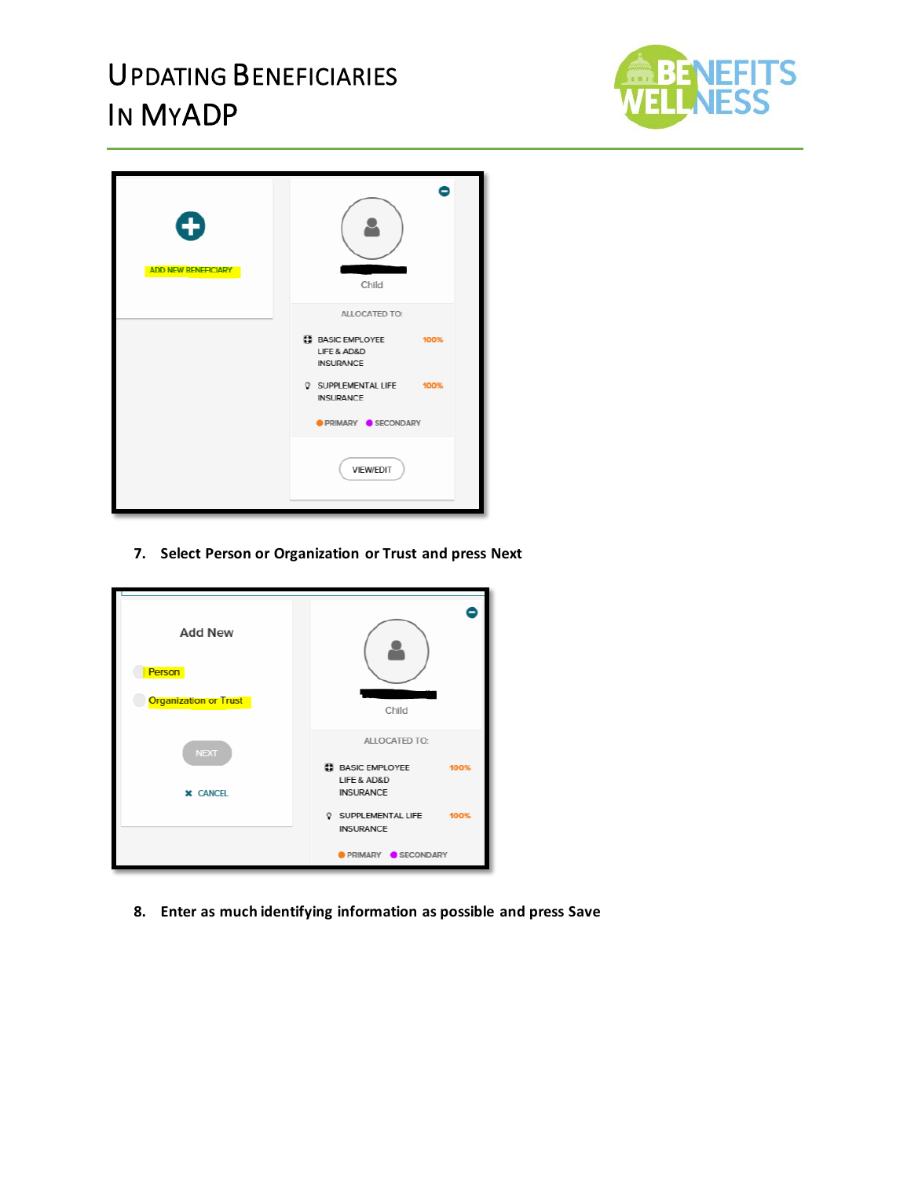7. **Select Person or Organization or Trust and press Next**

8. **Enter as much identifying information as possible and press Save**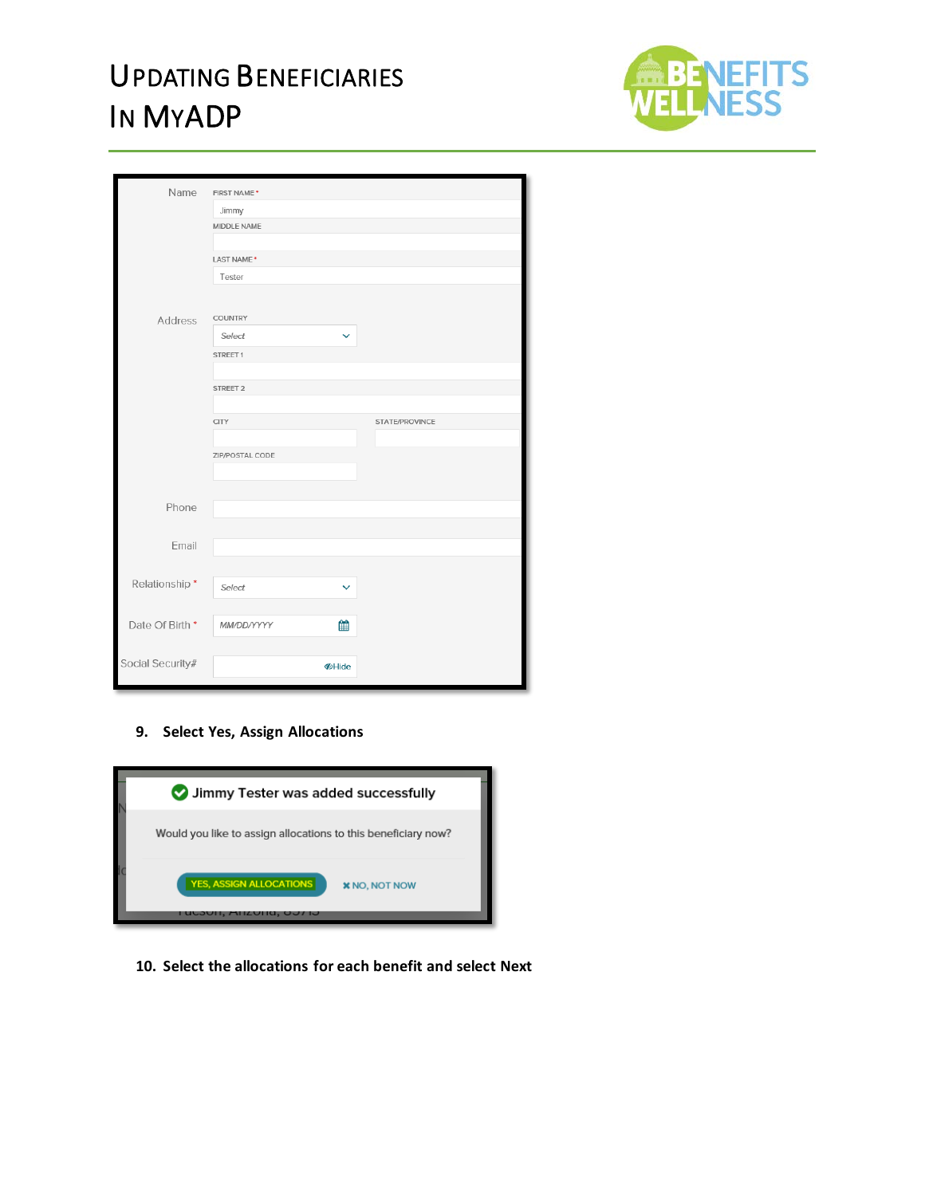| Name | FIRST NAME * |
| --- | --- |
| | Jimmy |
| | MIDDLE NAME |
| | |
| | LAST NAME * |
| | Tester |
| Address | COUNTRY |
| | Select |
| | STREET 1 |
| | |
| | STREET 2 |
| | |
| | CITY / STATE/PROVINCE |
| | |
| | ZIP/POSTAL CODE |
| | |
| Phone | |
| Email | |
| Relationship * | Select |
| Date Of Birth * | MM/DD/YYYY |
| Social Security# | Hide |

9. **Select Yes, Assign Allocations**

Jimmy Tester was added successfully

Would you like to assign allocations to this beneficiary now?

YES, ASSIGN ALLOCATIONS ✖ NO, NOT NOW

10. **Select the allocations for each benefit and select Next**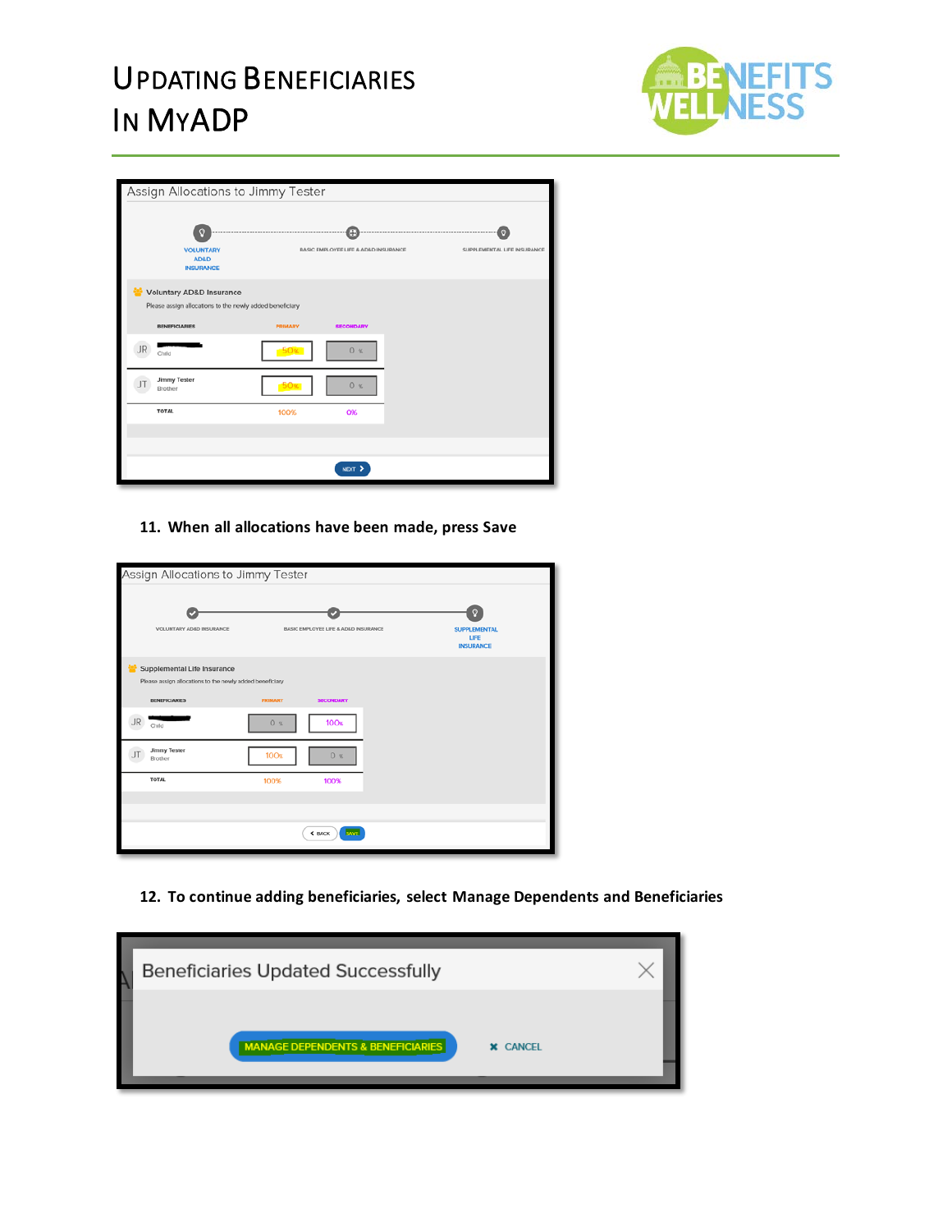# Updating Beneficiaries In MyADP

Assign Allocations to Jimmy Tester

VOLUNTARY AD&D INSURANCE — BASIC EMPLOYEE LIFE & AD&D INSURANCE — SUPPLEMENTAL LIFE INSURANCE

Voluntary AD&D Insurance

Please assign allocations to the newly added beneficiary

| BENEFICIARIES | PRIMARY | SECONDARY |
|---|---|---|
| JR Child | 50% | 0% |
| JT Jimmy Tester Brother | 50% | 0% |
| TOTAL | 100% | 0% |

NEXT

11. **When all allocations have been made, press Save**

Assign Allocations to Jimmy Tester

VOLUNTARY AD&D INSURANCE — BASIC EMPLOYEE LIFE & AD&D INSURANCE — SUPPLEMENTAL LIFE INSURANCE

Supplemental Life Insurance

Please assign allocations to the newly added beneficiary

| BENEFICIARIES | PRIMARY | SECONDARY |
|---|---|---|
| JR Child | 0% | 100% |
| JT Jimmy Tester Brother | 100% | 0% |
| TOTAL | 100% | 100% |

BACK SAVE

12. **To continue adding beneficiaries, select Manage Dependents and Beneficiaries**

Beneficiaries Updated Successfully

MANAGE DEPENDENTS & BENEFICIARIES — CANCEL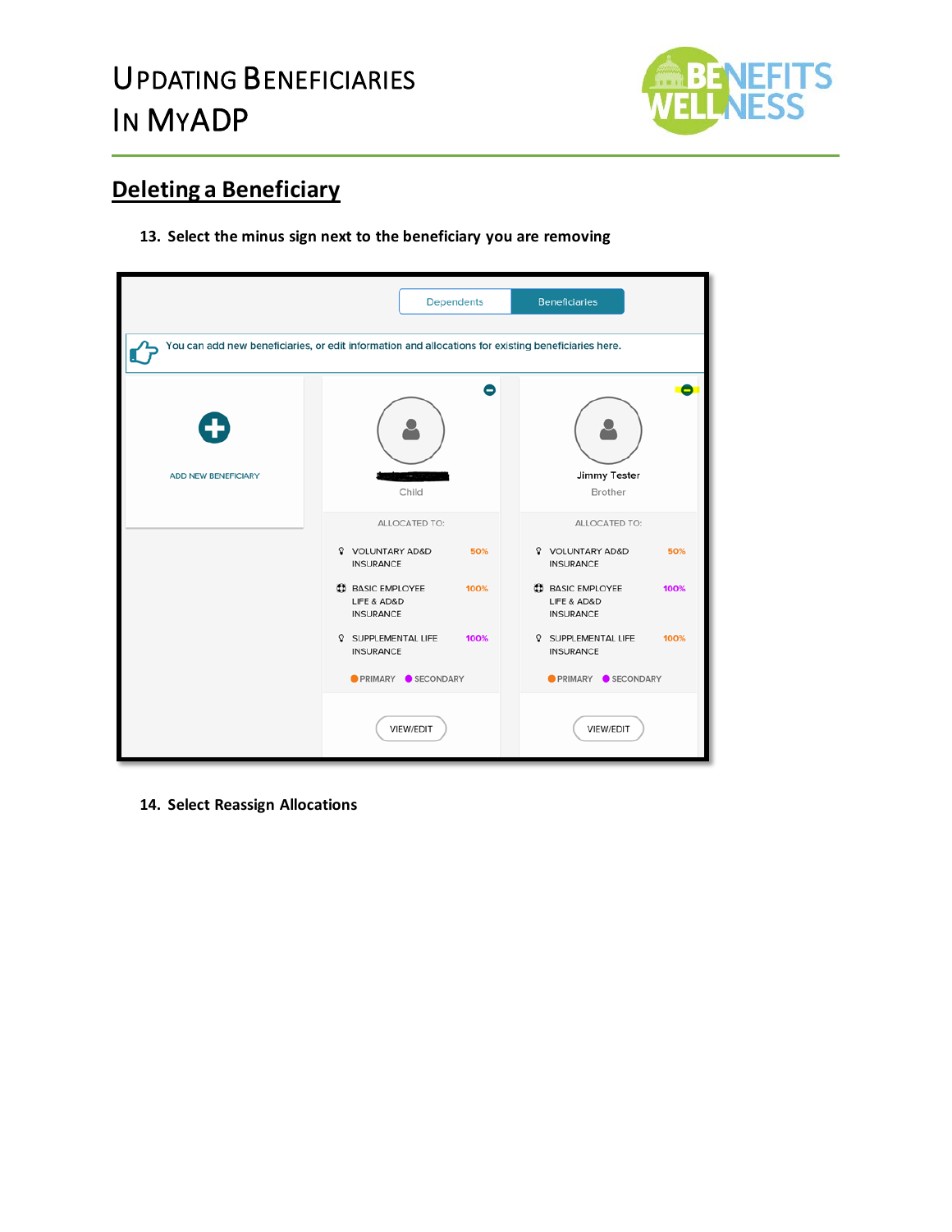## Deleting a Beneficiary

13. Select the minus sign next to the beneficiary you are removing

14. Select Reassign Allocations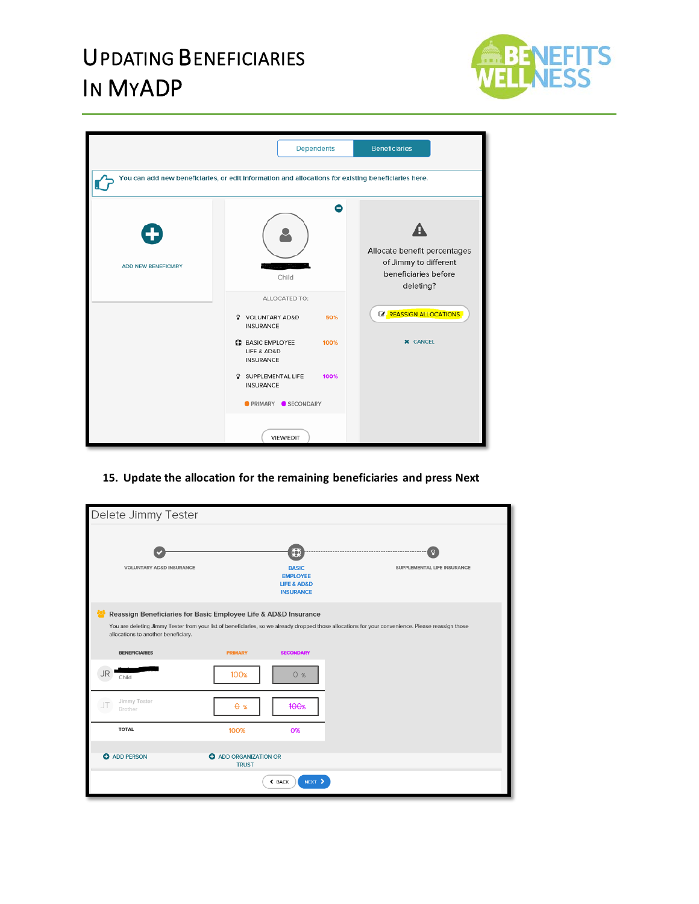15. Update the allocation for the remaining beneficiaries and press Next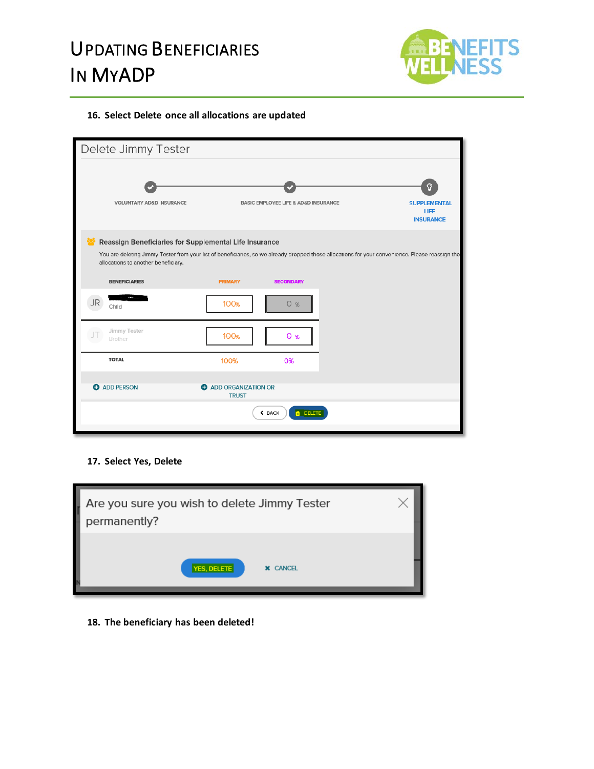16. **Select Delete once all allocations are updated**

Delete Jimmy Tester

VOLUNTARY AD&D INSURANCE — BASIC EMPLOYEE LIFE & AD&D INSURANCE — SUPPLEMENTAL LIFE INSURANCE

Reassign Beneficiaries for Supplemental Life Insurance

You are deleting Jimmy Tester from your list of beneficiaries, so we already dropped those allocations for your convenience. Please reassign tho allocations to another beneficiary.

| BENEFICIARIES | PRIMARY | SECONDARY |
|---|---|---|
| JR Child | 100% | 0 % |
| JT Jimmy Tester Brother | ~~100%~~ | ~~0~~ % |
| TOTAL | 100% | 0% |

ADD PERSON  ADD ORGANIZATION OR TRUST

BACK  DELETE

17. **Select Yes, Delete**

Are you sure you wish to delete Jimmy Tester permanently?

YES, DELETE  CANCEL

18. **The beneficiary has been deleted!**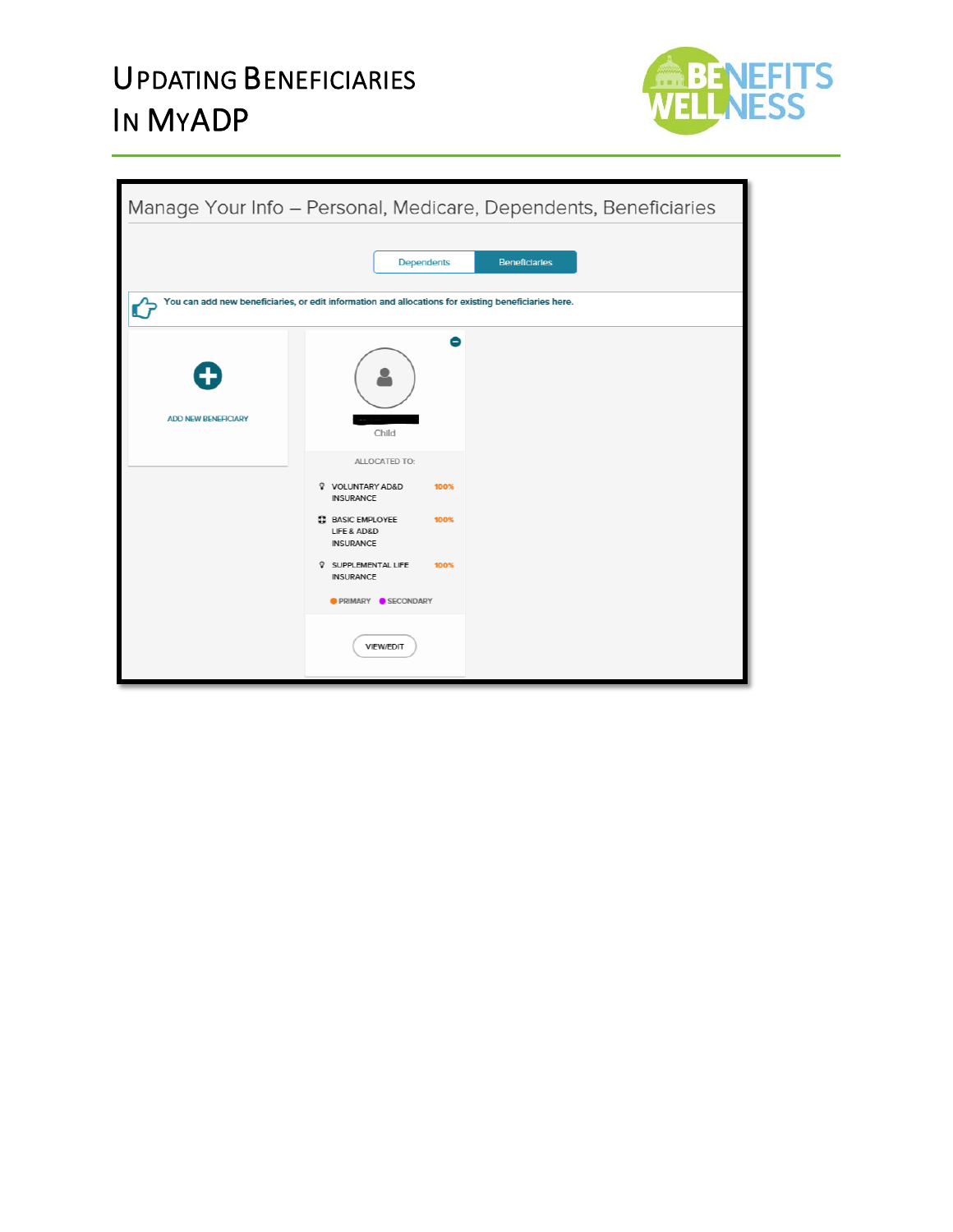# Updating Beneficiaries In MyADP

Manage Your Info – Personal, Medicare, Dependents, Beneficiaries

Dependents | Beneficiaries

You can add new beneficiaries, or edit information and allocations for existing beneficiaries here.

ADD NEW BENEFICIARY

Child

ALLOCATED TO:

| | |
|---|---|
| VOLUNTARY AD&D INSURANCE | 100% |
| BASIC EMPLOYEE LIFE & AD&D INSURANCE | 100% |
| SUPPLEMENTAL LIFE INSURANCE | 100% |

PRIMARY SECONDARY

VIEW/EDIT